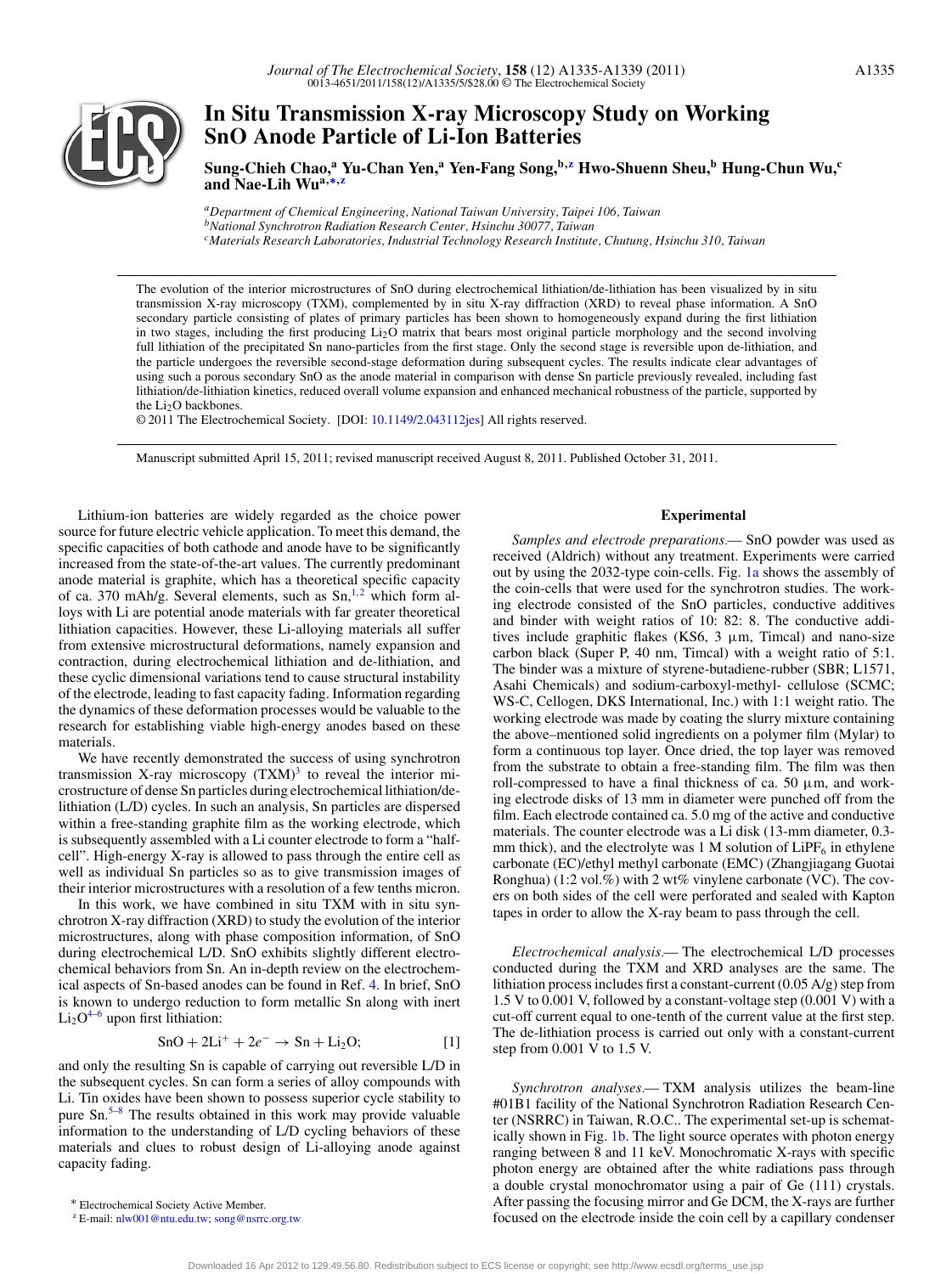# In Situ Transmission X-ray Microscopy Study on Working SnO Anode Particle of Li-Ion Batteries

**Sung-Chieh Chao,[a] Yu-Chan Yen,[a] Yen-Fang Song,[b,z] Hwo-Shuenn Sheu,[b] Hung-Chun Wu,[c] and Nae-Lih Wu[a,*,z]**

[a]*Department of Chemical Engineering, National Taiwan University, Taipei 106, Taiwan*
[b]*National Synchrotron Radiation Research Center, Hsinchu 30077, Taiwan*
[c]*Materials Research Laboratories, Industrial Technology Research Institute, Chutung, Hsinchu 310, Taiwan*

The evolution of the interior microstructures of SnO during electrochemical lithiation/de-lithiation has been visualized by in situ transmission X-ray microscopy (TXM), complemented by in situ X-ray diffraction (XRD) to reveal phase information. A SnO secondary particle consisting of plates of primary particles has been shown to homogeneously expand during the first lithiation in two stages, including the first producing $Li_2O$ matrix that bears most original particle morphology and the second involving full lithiation of the precipitated Sn nano-particles from the first stage. Only the second stage is reversible upon de-lithiation, and the particle undergoes the reversible second-stage deformation during subsequent cycles. The results indicate clear advantages of using such a porous secondary SnO as the anode material in comparison with dense Sn particle previously revealed, including fast lithiation/de-lithiation kinetics, reduced overall volume expansion and enhanced mechanical robustness of the particle, supported by the $Li_2O$ backbones.
© 2011 The Electrochemical Society. [DOI: 10.1149/2.043112jes] All rights reserved.

Manuscript submitted April 15, 2011; revised manuscript received August 8, 2011. Published October 31, 2011.

Lithium-ion batteries are widely regarded as the choice power source for future electric vehicle application. To meet this demand, the specific capacities of both cathode and anode have to be significantly increased from the state-of-the-art values. The currently predominant anode material is graphite, which has a theoretical specific capacity of ca. 370 mAh/g. Several elements, such as Sn,[1,2] which form alloys with Li are potential anode materials with far greater theoretical lithiation capacities. However, these Li-alloying materials all suffer from extensive microstructural deformations, namely expansion and contraction, during electrochemical lithiation and de-lithiation, and these cyclic dimensional variations tend to cause structural instability of the electrode, leading to fast capacity fading. Information regarding the dynamics of these deformation processes would be valuable to the research for establishing viable high-energy anodes based on these materials.

We have recently demonstrated the success of using synchrotron transmission X-ray microscopy (TXM)[3] to reveal the interior microstructure of dense Sn particles during electrochemical lithiation/de-lithiation (L/D) cycles. In such an analysis, Sn particles are dispersed within a free-standing graphite film as the working electrode, which is subsequently assembled with a Li counter electrode to form a "half-cell". High-energy X-ray is allowed to pass through the entire cell as well as individual Sn particles so as to give transmission images of their interior microstructures with a resolution of a few tenths micron.

In this work, we have combined in situ TXM with in situ synchrotron X-ray diffraction (XRD) to study the evolution of the interior microstructures, along with phase composition information, of SnO during electrochemical L/D. SnO exhibits slightly different electrochemical behaviors from Sn. An in-depth review on the electrochemical aspects of Sn-based anodes can be found in Ref. 4. In brief, SnO is known to undergo reduction to form metallic Sn along with inert $Li_2O$[4–6] upon first lithiation:

$$SnO + 2Li^+ + 2e^- \rightarrow Sn + Li_2O; \quad [1]$$

and only the resulting Sn is capable of carrying out reversible L/D in the subsequent cycles. Sn can form a series of alloy compounds with Li. Tin oxides have been shown to possess superior cycle stability to pure Sn.[5–8] The results obtained in this work may provide valuable information to the understanding of L/D cycling behaviors of these materials and clues to robust design of Li-alloying anode against capacity fading.

## Experimental

*Samples and electrode preparations.*— SnO powder was used as received (Aldrich) without any treatment. Experiments were carried out by using the 2032-type coin-cells. Fig. 1a shows the assembly of the coin-cells that were used for the synchrotron studies. The working electrode consisted of the SnO particles, conductive additives and binder with weight ratios of 10: 82: 8. The conductive additives include graphitic flakes (KS6, 3 μm, Timcal) and nano-size carbon black (Super P, 40 nm, Timcal) with a weight ratio of 5:1. The binder was a mixture of styrene-butadiene-rubber (SBR; L1571, Asahi Chemicals) and sodium-carboxyl-methyl- cellulose (SCMC; WS-C, Cellogen, DKS International, Inc.) with 1:1 weight ratio. The working electrode was made by coating the slurry mixture containing the above–mentioned solid ingredients on a polymer film (Mylar) to form a continuous top layer. Once dried, the top layer was removed from the substrate to obtain a free-standing film. The film was then roll-compressed to have a final thickness of ca. 50 μm, and working electrode disks of 13 mm in diameter were punched off from the film. Each electrode contained ca. 5.0 mg of the active and conductive materials. The counter electrode was a Li disk (13-mm diameter, 0.3-mm thick), and the electrolyte was 1 M solution of $LiPF_6$ in ethylene carbonate (EC)/ethyl methyl carbonate (EMC) (Zhangjiagang Guotai Ronghua) (1:2 vol.%) with 2 wt% vinylene carbonate (VC). The covers on both sides of the cell were perforated and sealed with Kapton tapes in order to allow the X-ray beam to pass through the cell.

*Electrochemical analysis.*— The electrochemical L/D processes conducted during the TXM and XRD analyses are the same. The lithiation process includes first a constant-current (0.05 A/g) step from 1.5 V to 0.001 V, followed by a constant-voltage step (0.001 V) with a cut-off current equal to one-tenth of the current value at the first step. The de-lithiation process is carried out only with a constant-current step from 0.001 V to 1.5 V.

*Synchrotron analyses.*— TXM analysis utilizes the beam-line #01B1 facility of the National Synchrotron Radiation Research Center (NSRRC) in Taiwan, R.O.C.. The experimental set-up is schematically shown in Fig. 1b. The light source operates with photon energy ranging between 8 and 11 keV. Monochromatic X-rays with specific photon energy are obtained after the white radiations pass through a double crystal monochromator using a pair of Ge (111) crystals. After passing the focusing mirror and Ge DCM, the X-rays are further focused on the electrode inside the coin cell by a capillary condenser

* Electrochemical Society Active Member.
z E-mail: nlw001@ntu.edu.tw; song@nsrrc.org.tw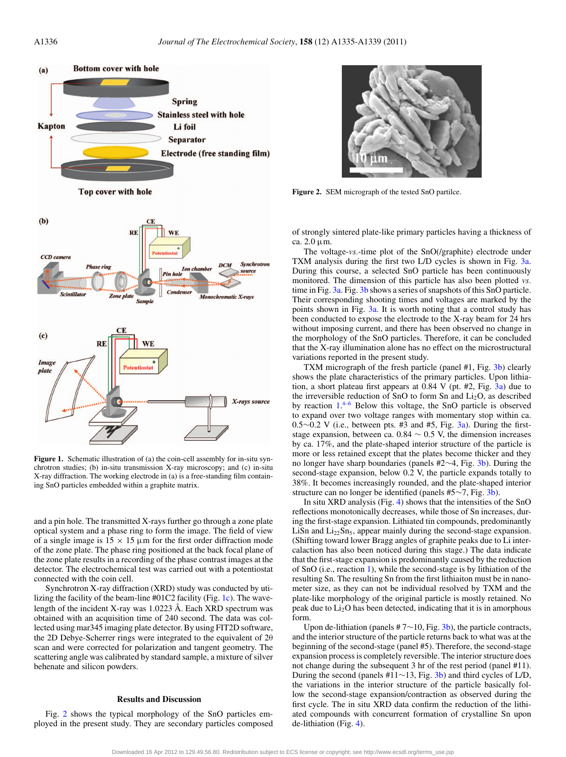Figure 1. Schematic illustration of (a) the coin-cell assembly for in-situ synchrotron studies; (b) in-situ transmission X-ray microscopy; and (c) in-situ X-ray diffraction. The working electrode in (a) is a free-standing film containing SnO particles embedded within a graphite matrix.

and a pin hole. The transmitted X-rays further go through a zone plate optical system and a phase ring to form the image. The field of view of a single image is 15 × 15 μm for the first order diffraction mode of the zone plate. The phase ring positioned at the back focal plane of the zone plate results in a recording of the phase contrast images at the detector. The electrochemical test was carried out with a potentiostat connected with the coin cell.

Synchrotron X-ray diffraction (XRD) study was conducted by utilizing the facility of the beam-line #01C2 facility (Fig. 1c). The wavelength of the incident X-ray was 1.0223 Å. Each XRD spectrum was obtained with an acquisition time of 240 second. The data was collected using mar345 imaging plate detector. By using FIT2D software, the 2D Debye-Scherrer rings were integrated to the equivalent of 2θ scan and were corrected for polarization and tangent geometry. The scattering angle was calibrated by standard sample, a mixture of silver behenate and silicon powders.

## Results and Discussion

Fig. 2 shows the typical morphology of the SnO particles employed in the present study. They are secondary particles composed of strongly sintered plate-like primary particles having a thickness of ca. 2.0 μm.

Figure 2. SEM micrograph of the tested SnO partilce.

The voltage-*vs.*-time plot of the SnO(/graphite) electrode under TXM analysis during the first two L/D cycles is shown in Fig. 3a. During this course, a selected SnO particle has been continuously monitored. The dimension of this particle has also been plotted *vs.* time in Fig. 3a. Fig. 3b shows a series of snapshots of this SnO particle. Their corresponding shooting times and voltages are marked by the points shown in Fig. 3a. It is worth noting that a control study has been conducted to expose the electrode to the X-ray beam for 24 hrs without imposing current, and there has been observed no change in the morphology of the SnO particles. Therefore, it can be concluded that the X-ray illumination alone has no effect on the microstructural variations reported in the present study.

TXM micrograph of the fresh particle (panel #1, Fig. 3b) clearly shows the plate characteristics of the primary particles. Upon lithiation, a short plateau first appears at 0.84 V (pt. #2, Fig. 3a) due to the irreversible reduction of SnO to form Sn and $Li_2O$, as described by reaction 1.[4–6] Below this voltage, the SnO particle is observed to expand over two voltage ranges with momentary stop within ca. 0.5∼0.2 V (i.e., between pts. #3 and #5, Fig. 3a). During the first-stage expansion, between ca. 0.84 ∼ 0.5 V, the dimension increases by ca. 17%, and the plate-shaped interior structure of the particle is more or less retained except that the plates become thicker and they no longer have sharp boundaries (panels #2∼4, Fig. 3b). During the second-stage expansion, below 0.2 V, the particle expands totally to 38%. It becomes increasingly rounded, and the plate-shaped interior structure can no longer be identified (panels #5∼7, Fig. 3b).

In situ XRD analysis (Fig. 4) shows that the intensities of the SnO reflections monotonically decreases, while those of Sn increases, during the first-stage expansion. Lithiated tin compounds, predominantly LiSn and $Li_{22}Sn_5$, appear mainly during the second-stage expansion. (Shifting toward lower Bragg angles of graphite peaks due to Li intercalation has also been noticed during this stage.) The data indicate that the first-stage expansion is predominantly caused by the reduction of SnO (i.e., reaction 1), while the second-stage is by lithiation of the resulting Sn. The resulting Sn from the first lithiaiton must be in nanometer size, as they can not be individual resolved by TXM and the plate-like morphology of the original particle is mostly retained. No peak due to $Li_2O$ has been detected, indicating that it is in amorphous form.

Upon de-lithiation (panels # 7∼10, Fig. 3b), the particle contracts, and the interior structure of the particle returns back to what was at the beginning of the second-stage (panel #5). Therefore, the second-stage expansion process is completely reversible. The interior structure does not change during the subsequent 3 hr of the rest period (panel #11). During the second (panels #11∼13, Fig. 3b) and third cycles of L/D, the variations in the interior structure of the particle basically follow the second-stage expansion/contraction as observed during the first cycle. The in situ XRD data confirm the reduction of the lithiated compounds with concurrent formation of crystalline Sn upon de-lithiation (Fig. 4).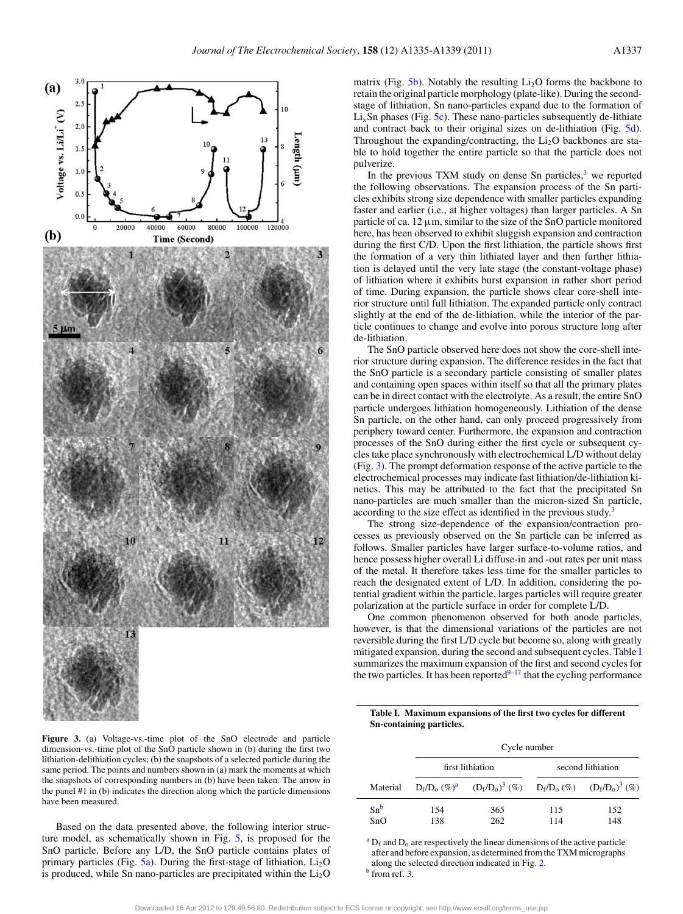Figure 3. (a) Voltage-vs.-time plot of the SnO electrode and particle dimension-vs.-time plot of the SnO particle shown in (b) during the first two lithiation-delithiation cycles; (b) the snapshots of a selected particle during the same period. The points and numbers shown in (a) mark the moments at which the snapshots of corresponding numbers in (b) have been taken. The arrow in the panel #1 in (b) indicates the direction along which the particle dimensions have been measured.

Based on the data presented above, the following interior structure model, as schematically shown in Fig. 5, is proposed for the SnO particle. Before any L/D, the SnO particle contains plates of primary particles (Fig. 5a). During the first-stage of lithiation, $Li_2O$ is produced, while Sn nano-particles are precipitated within the $Li_2O$ matrix (Fig. 5b). Notably the resulting $Li_2O$ forms the backbone to retain the original particle morphology (plate-like). During the second-stage of lithiation, Sn nano-particles expand due to the formation of $Li_xSn$ phases (Fig. 5c). These nano-particles subsequently de-lithiate and contract back to their original sizes on de-lithiation (Fig. 5d). Throughout the expanding/contracting, the $Li_2O$ backbones are stable to hold together the entire particle so that the particle does not pulverize.

In the previous TXM study on dense Sn particles,[3] we reported the following observations. The expansion process of the Sn particles exhibits strong size dependence with smaller particles expanding faster and earlier (i.e., at higher voltages) than larger particles. A Sn particle of ca. 12 μm, similar to the size of the SnO particle monitored here, has been observed to exhibit sluggish expansion and contraction during the first C/D. Upon the first lithiation, the particle shows first the formation of a very thin lithiated layer and then further lithiation is delayed until the very late stage (the constant-voltage phase) of lithiation where it exhibits burst expansion in rather short period of time. During expansion, the particle shows clear core-shell interior structure until full lithiation. The expanded particle only contract slightly at the end of the de-lithiation, while the interior of the particle continues to change and evolve into porous structure long after de-lithiation.

The SnO particle observed here does not show the core-shell interior structure during expansion. The difference resides in the fact that the SnO particle is a secondary particle consisting of smaller plates and containing open spaces within itself so that all the primary plates can be in direct contact with the electrolyte. As a result, the entire SnO particle undergoes lithiation homogeneously. Lithiation of the dense Sn particle, on the other hand, can only proceed progressively from periphery toward center. Furthermore, the expansion and contraction processes of the SnO during either the first cycle or subsequent cycles take place synchronously with electrochemical L/D without delay (Fig. 3). The prompt deformation response of the active particle to the electrochemical processes may indicate fast lithiation/de-lithiation kinetics. This may be attributed to the fact that the precipitated Sn nano-particles are much smaller than the micron-sized Sn particle, according to the size effect as identified in the previous study.[3]

The strong size-dependence of the expansion/contraction processes as previously observed on the Sn particle can be inferred as follows. Smaller particles have larger surface-to-volume ratios, and hence possess higher overall Li diffuse-in and -out rates per unit mass of the metal. It therefore takes less time for the smaller particles to reach the designated extent of L/D. In addition, considering the potential gradient within the particle, larges particles will require greater polarization at the particle surface in order for complete L/D.

One common phenomenon observed for both anode particles, however, is that the dimensional variations of the particles are not reversible during the first L/D cycle but become so, along with greatly mitigated expansion, during the second and subsequent cycles. Table I summarizes the maximum expansion of the first and second cycles for the two particles. It has been reported[9–17] that the cycling performance

**Table I. Maximum expansions of the first two cycles for different Sn-containing particles.**

| | Cycle number | | | |
|---|---|---|---|---|
| | first lithiation | | second lithiation | |
| Material | $D_f/D_o$ (%)[a] | $(D_f/D_o)^3$ (%) | $D_f/D_o$ (%) | $(D_f/D_o)^3$ (%) |
| Sn[b] | 154 | 365 | 115 | 152 |
| SnO | 138 | 262 | 114 | 148 |

[a] $D_f$ and $D_o$ are respectively the linear dimensions of the active particle after and before expansion, as determined from the TXM micrographs along the selected direction indicated in Fig. 2.

[b] from ref. 3.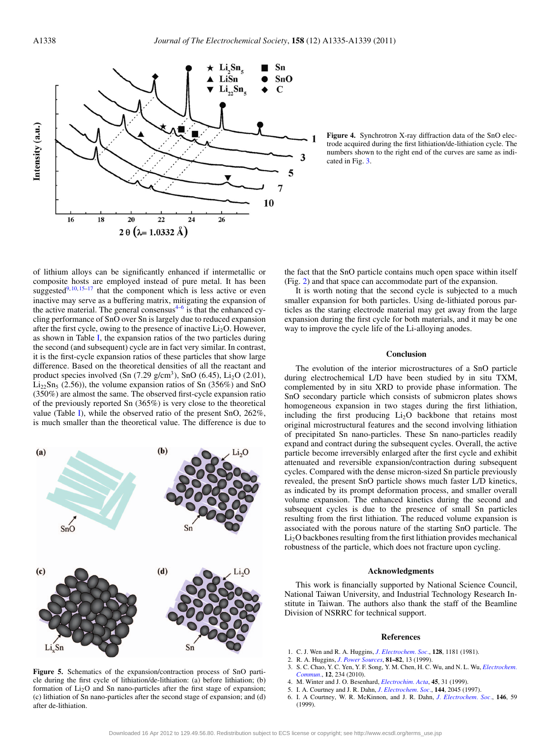Figure 4. Synchrotron X-ray diffraction data of the SnO electrode acquired during the first lithiation/de-lithiation cycle. The numbers shown to the right end of the curves are same as indicated in Fig. 3.

of lithium alloys can be significantly enhanced if intermetallic or composite hosts are employed instead of pure metal. It has been suggested[9,10,15–17] that the component which is less active or even inactive may serve as a buffering matrix, mitigating the expansion of the active material. The general consensus[4–6] is that the enhanced cycling performance of SnO over Sn is largely due to reduced expansion after the first cycle, owing to the presence of inactive $Li_2O$. However, as shown in Table I, the expansion ratios of the two particles during the second (and subsequent) cycle are in fact very similar. In contrast, it is the first-cycle expansion ratios of these particles that show large difference. Based on the theoretical densities of all the reactant and product species involved (Sn (7.29 g/cm$^3$), SnO (6.45), $Li_2O$ (2.01), $Li_{22}Sn_5$ (2.56)), the volume expansion ratios of Sn (356%) and SnO (350%) are almost the same. The observed first-cycle expansion ratio of the previously reported Sn (365%) is very close to the theoretical value (Table I), while the observed ratio of the present SnO, 262%, is much smaller than the theoretical value. The difference is due to the fact that the SnO particle contains much open space within itself (Fig. 2) and that space can accommodate part of the expansion.

It is worth noting that the second cycle is subjected to a much smaller expansion for both particles. Using de-lithiated porous particles as the staring electrode material may get away from the large expansion during the first cycle for both materials, and it may be one way to improve the cycle life of the Li-alloying anodes.

Figure 5. Schematics of the expansion/contraction process of SnO particle during the first cycle of lithiation/de-lithiation: (a) before lithiation; (b) formation of $Li_2O$ and Sn nano-particles after the first stage of expansion; (c) lithiation of Sn nano-particles after the second stage of expansion; and (d) after de-lithiation.

## Conclusion

The evolution of the interior microstructures of a SnO particle during electrochemical L/D have been studied by in situ TXM, complemented by in situ XRD to provide phase information. The SnO secondary particle which consists of submicron plates shows homogeneous expansion in two stages during the first lithiation, including the first producing $Li_2O$ backbone that retains most original microstructural features and the second involving lithiation of precipitated Sn nano-particles. These Sn nano-particles readily expand and contract during the subsequent cycles. Overall, the active particle become irreversibly enlarged after the first cycle and exhibit attenuated and reversible expansion/contraction during subsequent cycles. Compared with the dense micron-sized Sn particle previously revealed, the present SnO particle shows much faster L/D kinetics, as indicated by its prompt deformation process, and smaller overall volume expansion. The enhanced kinetics during the second and subsequent cycles is due to the presence of small Sn particles resulting from the first lithiation. The reduced volume expansion is associated with the porous nature of the starting SnO particle. The $Li_2O$ backbones resulting from the first lithiation provides mechanical robustness of the particle, which does not fracture upon cycling.

## Acknowledgments

This work is financially supported by National Science Council, National Taiwan University, and Industrial Technology Research Institute in Taiwan. The authors also thank the staff of the Beamline Division of NSRRC for technical support.

## References

1. C. J. Wen and R. A. Huggins, *J. Electrochem. Soc.*, **128**, 1181 (1981).
2. R. A. Huggins, *J. Power Sources*, **81–82**, 13 (1999).
3. S. C. Chao, Y. C. Yen, Y. F. Song, Y. M. Chen, H. C. Wu, and N. L. Wu, *Electrochem. Commun.*, **12**, 234 (2010).
4. M. Winter and J. O. Besenhard, *Electrochim. Acta*, **45**, 31 (1999).
5. I. A. Courtney and J. R. Dahn, *J. Electrochem. Soc.*, **144**, 2045 (1997).
6. I. A Courtney, W. R. McKinnon, and J. R. Dahn, *J. Electrochem. Soc.*, **146**, 59 (1999).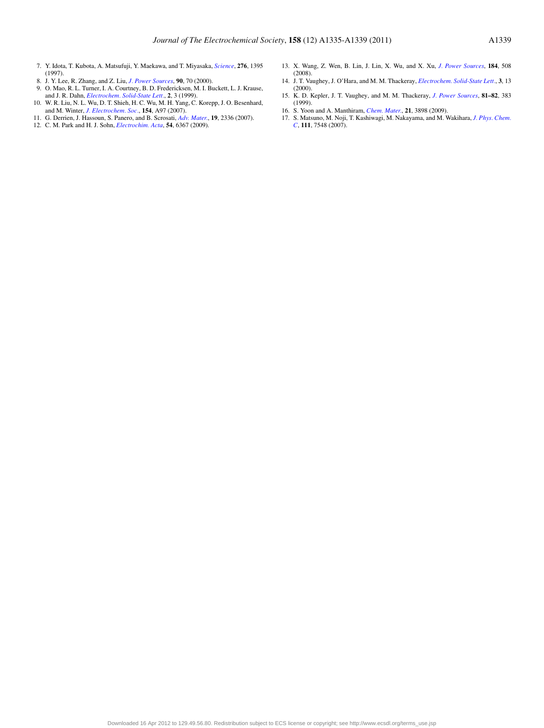7. Y. Idota, T. Kubota, A. Matsufuji, Y. Maekawa, and T. Miyasaka, *Science*, **276**, 1395 (1997).
8. J. Y. Lee, R. Zhang, and Z. Liu, *J. Power Sources*, **90**, 70 (2000).
9. O. Mao, R. L. Turner, I. A. Courtney, B. D. Fredericksen, M. I. Buckett, L. J. Krause, and J. R. Dahn, *Electrochem. Solid-State Lett.*, **2**, 3 (1999).
10. W. R. Liu, N. L. Wu, D. T. Shieh, H. C. Wu, M. H. Yang, C. Korepp, J. O. Besenhard, and M. Winter, *J. Electrochem. Soc.*, **154**, A97 (2007).
11. G. Derrien, J. Hassoun, S. Panero, and B. Scrosati, *Adv. Mater.*, **19**, 2336 (2007).
12. C. M. Park and H. J. Sohn, *Electrochim. Acta*, **54**, 6367 (2009).
13. X. Wang, Z. Wen, B. Lin, J. Lin, X. Wu, and X. Xu, *J. Power Sources*, **184**, 508 (2008).
14. J. T. Vaughey, J. O'Hara, and M. M. Thackeray, *Electrochem. Solid-State Lett.*, **3**, 13 (2000).
15. K. D. Kepler, J. T. Vaughey, and M. M. Thackeray, *J. Power Sources*, **81–82**, 383 (1999).
16. S. Yoon and A. Manthiram, *Chem. Mater.*, **21**, 3898 (2009).
17. S. Matsuno, M. Noji, T. Kashiwagi, M. Nakayama, and M. Wakihara, *J. Phys. Chem. C*, **111**, 7548 (2007).